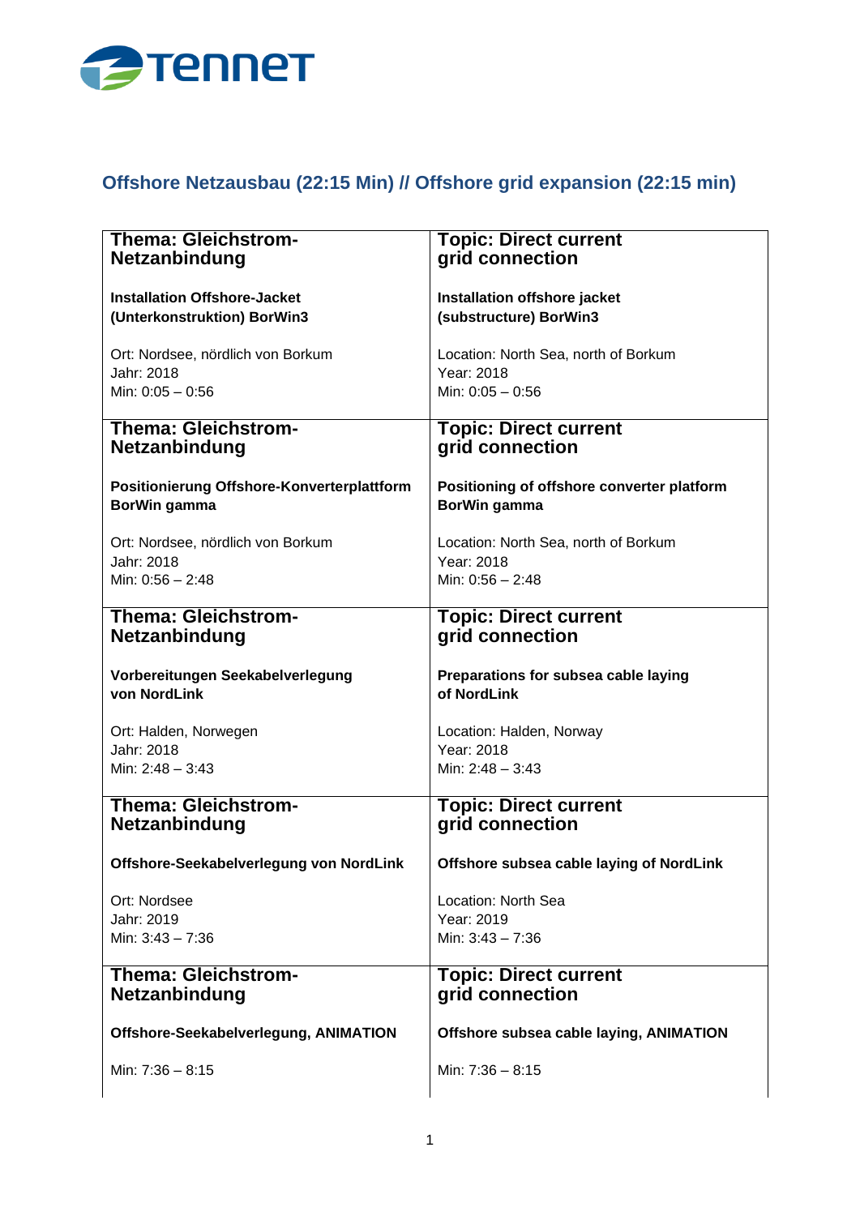## Offshore Netzausbau (22:15 Min) // Offshore grid expansion (22:15 min)

| **Thema: Gleichstrom-Netzanbindung**<br><br>**Installation Offshore-Jacket (Unterkonstruktion) BorWin3**<br><br>Ort: Nordsee, nördlich von Borkum<br>Jahr: 2018<br>Min: 0:05 – 0:56 | **Topic: Direct current grid connection**<br><br>**Installation offshore jacket (substructure) BorWin3**<br><br>Location: North Sea, north of Borkum<br>Year: 2018<br>Min: 0:05 – 0:56 |
|---|---|
| **Thema: Gleichstrom-Netzanbindung**<br><br>**Positionierung Offshore-Konverterplattform BorWin gamma**<br><br>Ort: Nordsee, nördlich von Borkum<br>Jahr: 2018<br>Min: 0:56 – 2:48 | **Topic: Direct current grid connection**<br><br>**Positioning of offshore converter platform BorWin gamma**<br><br>Location: North Sea, north of Borkum<br>Year: 2018<br>Min: 0:56 – 2:48 |
| **Thema: Gleichstrom-Netzanbindung**<br><br>**Vorbereitungen Seekabelverlegung von NordLink**<br><br>Ort: Halden, Norwegen<br>Jahr: 2018<br>Min: 2:48 – 3:43 | **Topic: Direct current grid connection**<br><br>**Preparations for subsea cable laying of NordLink**<br><br>Location: Halden, Norway<br>Year: 2018<br>Min: 2:48 – 3:43 |
| **Thema: Gleichstrom-Netzanbindung**<br><br>**Offshore-Seekabelverlegung von NordLink**<br><br>Ort: Nordsee<br>Jahr: 2019<br>Min: 3:43 – 7:36 | **Topic: Direct current grid connection**<br><br>**Offshore subsea cable laying of NordLink**<br><br>Location: North Sea<br>Year: 2019<br>Min: 3:43 – 7:36 |
| **Thema: Gleichstrom-Netzanbindung**<br><br>**Offshore-Seekabelverlegung, ANIMATION**<br><br>Min: 7:36 – 8:15 | **Topic: Direct current grid connection**<br><br>**Offshore subsea cable laying, ANIMATION**<br><br>Min: 7:36 – 8:15 |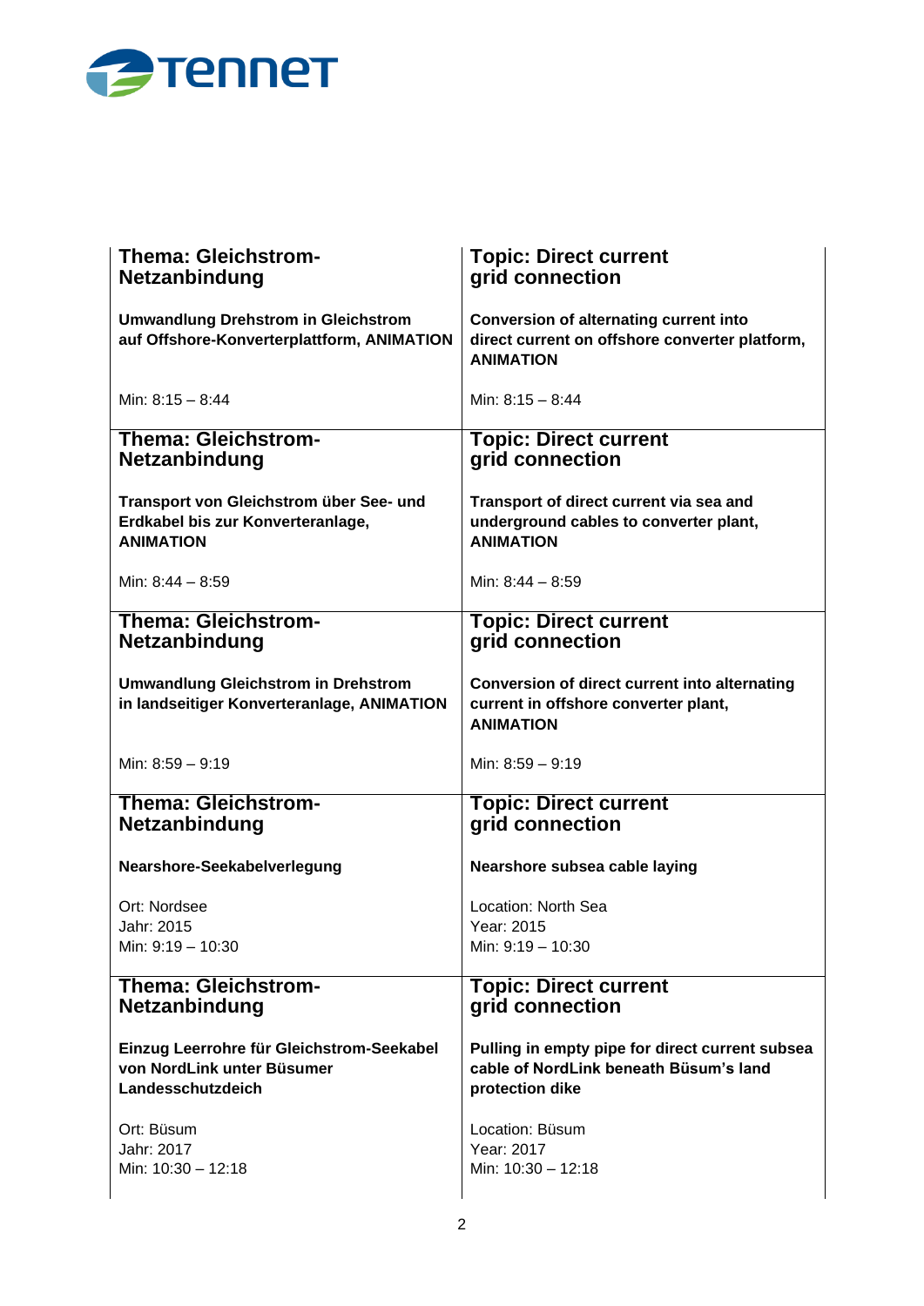| Thema / Topic (DE) | Topic (EN) |
| --- | --- |
| **Thema: Gleichstrom-Netzanbindung**<br><br>**Umwandlung Drehstrom in Gleichstrom auf Offshore-Konverterplattform, ANIMATION**<br><br>Min: 8:15 – 8:44 | **Topic: Direct current grid connection**<br><br>**Conversion of alternating current into direct current on offshore converter platform, ANIMATION**<br><br>Min: 8:15 – 8:44 |
| **Thema: Gleichstrom-Netzanbindung**<br><br>**Transport von Gleichstrom über See- und Erdkabel bis zur Konverteranlage, ANIMATION**<br><br>Min: 8:44 – 8:59 | **Topic: Direct current grid connection**<br><br>**Transport of direct current via sea and underground cables to converter plant, ANIMATION**<br><br>Min: 8:44 – 8:59 |
| **Thema: Gleichstrom-Netzanbindung**<br><br>**Umwandlung Gleichstrom in Drehstrom in landseitiger Konverteranlage, ANIMATION**<br><br>Min: 8:59 – 9:19 | **Topic: Direct current grid connection**<br><br>**Conversion of direct current into alternating current in offshore converter plant, ANIMATION**<br><br>Min: 8:59 – 9:19 |
| **Thema: Gleichstrom-Netzanbindung**<br><br>**Nearshore-Seekabelverlegung**<br><br>Ort: Nordsee<br>Jahr: 2015<br>Min: 9:19 – 10:30 | **Topic: Direct current grid connection**<br><br>**Nearshore subsea cable laying**<br><br>Location: North Sea<br>Year: 2015<br>Min: 9:19 – 10:30 |
| **Thema: Gleichstrom-Netzanbindung**<br><br>**Einzug Leerrohre für Gleichstrom-Seekabel von NordLink unter Büsumer Landesschutzdeich**<br><br>Ort: Büsum<br>Jahr: 2017<br>Min: 10:30 – 12:18 | **Topic: Direct current grid connection**<br><br>**Pulling in empty pipe for direct current subsea cable of NordLink beneath Büsum's land protection dike**<br><br>Location: Büsum<br>Year: 2017<br>Min: 10:30 – 12:18 |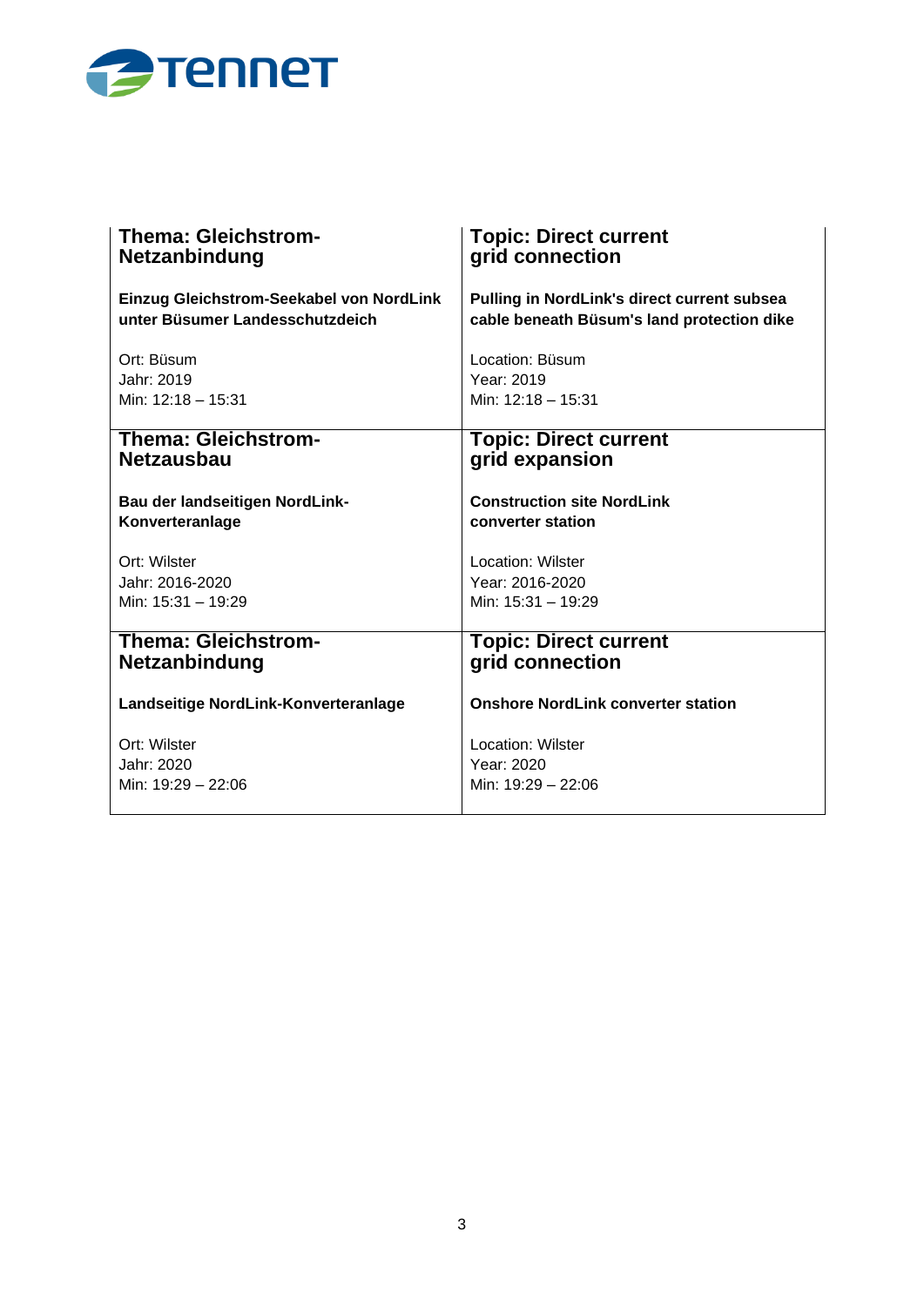| | |
|---|---|
| **Thema: Gleichstrom-Netzanbindung**<br><br>**Einzug Gleichstrom-Seekabel von NordLink unter Büsumer Landesschutzdeich**<br><br>Ort: Büsum<br>Jahr: 2019<br>Min: 12:18 – 15:31 | **Topic: Direct current grid connection**<br><br>**Pulling in NordLink's direct current subsea cable beneath Büsum's land protection dike**<br><br>Location: Büsum<br>Year: 2019<br>Min: 12:18 – 15:31 |
| **Thema: Gleichstrom-Netzausbau**<br><br>**Bau der landseitigen NordLink-Konverteranlage**<br><br>Ort: Wilster<br>Jahr: 2016-2020<br>Min: 15:31 – 19:29 | **Topic: Direct current grid expansion**<br><br>**Construction site NordLink converter station**<br><br>Location: Wilster<br>Year: 2016-2020<br>Min: 15:31 – 19:29 |
| **Thema: Gleichstrom-Netzanbindung**<br><br>**Landseitige NordLink-Konverteranlage**<br><br>Ort: Wilster<br>Jahr: 2020<br>Min: 19:29 – 22:06 | **Topic: Direct current grid connection**<br><br>**Onshore NordLink converter station**<br><br>Location: Wilster<br>Year: 2020<br>Min: 19:29 – 22:06 |